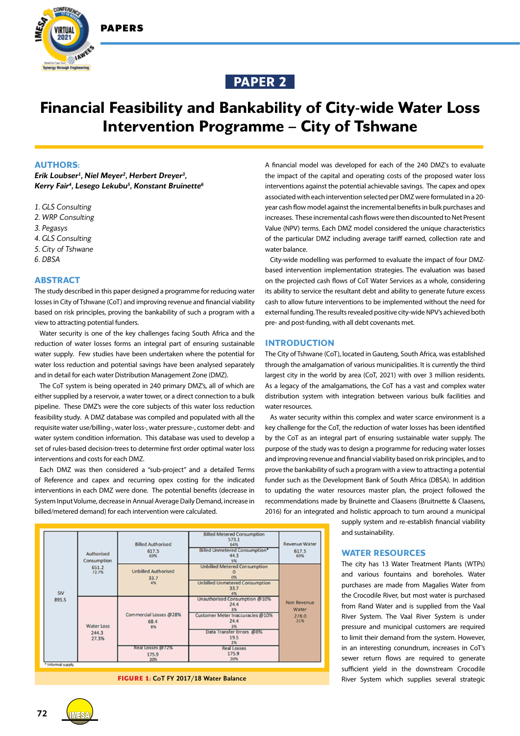# PAPER 2

# Financial Feasibility and Bankability of City-wide Water Loss Intervention Programme – City of Tshwane

## AUTHORS:

***Erik Loubser[1], Niel Meyer[2], Herbert Dreyer[3], Kerry Fair[4], Lesego Lekubu[5], Konstant Bruinette[6]***

1. *GLS Consulting*
2. *WRP Consulting*
3. *Pegasys*
4. *GLS Consulting*
5. *City of Tshwane*
6. *DBSA*

## ABSTRACT

The study described in this paper designed a programme for reducing water losses in City of Tshwane (CoT) and improving revenue and financial viability based on risk principles, proving the bankability of such a program with a view to attracting potential funders.

Water security is one of the key challenges facing South Africa and the reduction of water losses forms an integral part of ensuring sustainable water supply. Few studies have been undertaken where the potential for water loss reduction and potential savings have been analysed separately and in detail for each water Distribution Management Zone (DMZ).

The CoT system is being operated in 240 primary DMZ's, all of which are either supplied by a reservoir, a water tower, or a direct connection to a bulk pipeline. These DMZ's were the core subjects of this water loss reduction feasibility study. A DMZ database was compiled and populated with all the requisite water use/billing-, water loss-, water pressure-, customer debt- and water system condition information. This database was used to develop a set of rules-based decision-trees to determine first order optimal water loss interventions and costs for each DMZ.

Each DMZ was then considered a "sub-project" and a detailed Terms of Reference and capex and recurring opex costing for the indicated interventions in each DMZ were done. The potential benefits (decrease in System Input Volume, decrease in Annual Average Daily Demand, increase in billed/metered demand) for each intervention were calculated.

A financial model was developed for each of the 240 DMZ's to evaluate the impact of the capital and operating costs of the proposed water loss interventions against the potential achievable savings. The capex and opex associated with each intervention selected per DMZ were formulated in a 20-year cash flow model against the incremental benefits in bulk purchases and increases. These incremental cash flows were then discounted to Net Present Value (NPV) terms. Each DMZ model considered the unique characteristics of the particular DMZ including average tariff earned, collection rate and water balance.

City-wide modelling was performed to evaluate the impact of four DMZ-based intervention implementation strategies. The evaluation was based on the projected cash flows of CoT Water Services as a whole, considering its ability to service the resultant debt and ability to generate future excess cash to allow future interventions to be implemented without the need for external funding. The results revealed positive city-wide NPV's achieved both pre- and post-funding, with all debt covenants met.

## INTRODUCTION

The City of Tshwane (CoT), located in Gauteng, South Africa, was established through the amalgamation of various municipalities. It is currently the third largest city in the world by area (CoT, 2021) with over 3 million residents. As a legacy of the amalgamations, the CoT has a vast and complex water distribution system with integration between various bulk facilities and water resources.

As water security within this complex and water scarce environment is a key challenge for the CoT, the reduction of water losses has been identified by the CoT as an integral part of ensuring sustainable water supply. The purpose of the study was to design a programme for reducing water losses and improving revenue and financial viability based on risk principles, and to prove the bankability of such a program with a view to attracting a potential funder such as the Development Bank of South Africa (DBSA). In addition to updating the water resources master plan, the project followed the recommendations made by Bruinette and Claasens (Bruitnette & Claasens, 2016) for an integrated and holistic approach to turn around a municipal supply system and re-establish financial viability and sustainability.

| | | | | |
|---|---|---|---|---|
| SIV 895.5 | Authorised Consumption 651.2 72.7% | Billed Authorised 617.5 69% | Billed Metered Consumption 573.1 64% | Revenue Water 617.5 69% |
| | | | Billed Unmetered Consumption* 44.3 5% | |
| | | Unbilled Authorised 33.7 4% | Unbilled Metered Consumption 0 0% | Non Revenue Water 278.0 31% |
| | | | Unbilled Unmetered Consumption 33.7 4% | |
| | Water Loss 244.3 27.3% | Commercial Losses @28% 68.4 8% | Unauthorised Consumption @10% 24.4 3% | |
| | | | Customer Meter Inaccuracies @10% 24.4 3% | |
| | | | Data Transfer Errors @8% 19.5 2% | |
| | | Real Losses @72% 175.9 20% | Real Losses 175.9 20% | |

\* Informal supply

**FIGURE 1:** CoT FY 2017/18 Water Balance

## WATER RESOURCES

The city has 13 Water Treatment Plants (WTPs) and various fountains and boreholes. Water purchases are made from Magalies Water from the Crocodile River, but most water is purchased from Rand Water and is supplied from the Vaal River System. The Vaal River System is under pressure and municipal customers are required to limit their demand from the system. However, in an interesting conundrum, increases in CoT's sewer return flows are required to generate sufficient yield in the downstream Crocodile River System which supplies several strategic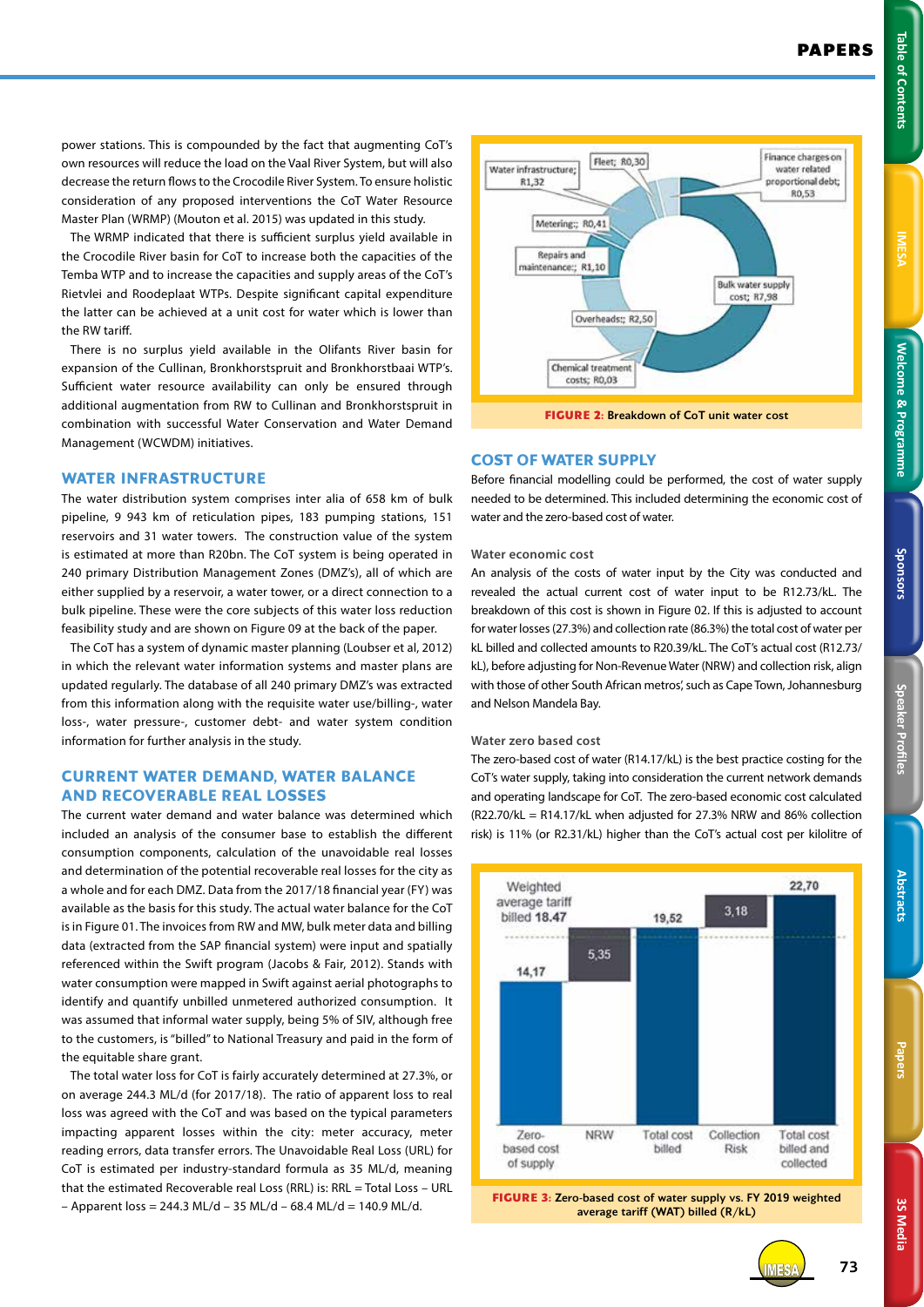power stations. This is compounded by the fact that augmenting CoT's own resources will reduce the load on the Vaal River System, but will also decrease the return flows to the Crocodile River System. To ensure holistic consideration of any proposed interventions the CoT Water Resource Master Plan (WRMP) (Mouton et al. 2015) was updated in this study.

The WRMP indicated that there is sufficient surplus yield available in the Crocodile River basin for CoT to increase both the capacities of the Temba WTP and to increase the capacities and supply areas of the CoT's Rietvlei and Roodeplaat WTPs. Despite significant capital expenditure the latter can be achieved at a unit cost for water which is lower than the RW tariff.

There is no surplus yield available in the Olifants River basin for expansion of the Cullinan, Bronkhorstspruit and Bronkhorstbaai WTP's. Sufficient water resource availability can only be ensured through additional augmentation from RW to Cullinan and Bronkhorstspruit in combination with successful Water Conservation and Water Demand Management (WCWDM) initiatives.

## WATER INFRASTRUCTURE

The water distribution system comprises inter alia of 658 km of bulk pipeline, 9 943 km of reticulation pipes, 183 pumping stations, 151 reservoirs and 31 water towers. The construction value of the system is estimated at more than R20bn. The CoT system is being operated in 240 primary Distribution Management Zones (DMZ's), all of which are either supplied by a reservoir, a water tower, or a direct connection to a bulk pipeline. These were the core subjects of this water loss reduction feasibility study and are shown on Figure 09 at the back of the paper.

The CoT has a system of dynamic master planning (Loubser et al, 2012) in which the relevant water information systems and master plans are updated regularly. The database of all 240 primary DMZ's was extracted from this information along with the requisite water use/billing-, water loss-, water pressure-, customer debt- and water system condition information for further analysis in the study.

## CURRENT WATER DEMAND, WATER BALANCE AND RECOVERABLE REAL LOSSES

The current water demand and water balance was determined which included an analysis of the consumer base to establish the different consumption components, calculation of the unavoidable real losses and determination of the potential recoverable real losses for the city as a whole and for each DMZ. Data from the 2017/18 financial year (FY) was available as the basis for this study. The actual water balance for the CoT is in Figure 01. The invoices from RW and MW, bulk meter data and billing data (extracted from the SAP financial system) were input and spatially referenced within the Swift program (Jacobs & Fair, 2012). Stands with water consumption were mapped in Swift against aerial photographs to identify and quantify unbilled unmetered authorized consumption. It was assumed that informal water supply, being 5% of SIV, although free to the customers, is "billed" to National Treasury and paid in the form of the equitable share grant.

The total water loss for CoT is fairly accurately determined at 27.3%, or on average 244.3 ML/d (for 2017/18). The ratio of apparent loss to real loss was agreed with the CoT and was based on the typical parameters impacting apparent losses within the city: meter accuracy, meter reading errors, data transfer errors. The Unavoidable Real Loss (URL) for CoT is estimated per industry-standard formula as 35 ML/d, meaning that the estimated Recoverable real Loss (RRL) is: RRL = Total Loss – URL – Apparent loss = 244.3 ML/d – 35 ML/d – 68.4 ML/d = 140.9 ML/d.

Water infrastructure; R1,32 · Fleet; R0,30 · Finance charges on water related proportional debt; R0,53 · Metering; R0,41 · Repairs and maintenance; R1,10 · Bulk water supply cost; R7,98 · Overheads; R2,50 · Chemical treatment costs; R0,03

**FIGURE 2: Breakdown of CoT unit water cost**

## COST OF WATER SUPPLY

Before financial modelling could be performed, the cost of water supply needed to be determined. This included determining the economic cost of water and the zero-based cost of water.

### Water economic cost

An analysis of the costs of water input by the City was conducted and revealed the actual current cost of water input to be R12.73/kL. The breakdown of this cost is shown in Figure 02. If this is adjusted to account for water losses (27.3%) and collection rate (86.3%) the total cost of water per kL billed and collected amounts to R20.39/kL. The CoT's actual cost (R12.73/kL), before adjusting for Non-Revenue Water (NRW) and collection risk, align with those of other South African metros', such as Cape Town, Johannesburg and Nelson Mandela Bay.

### Water zero based cost

The zero-based cost of water (R14.17/kL) is the best practice costing for the CoT's water supply, taking into consideration the current network demands and operating landscape for CoT. The zero-based economic cost calculated (R22.70/kL = R14.17/kL when adjusted for 27.3% NRW and 86% collection risk) is 11% (or R2.31/kL) higher than the CoT's actual cost per kilolitre of

Weighted average tariff billed 18.47 · Zero-based cost of supply: 14,17 · NRW: 5,35 · Total cost billed: 19,52 · Collection Risk: 3,18 · Total cost billed and collected: 22,70

**FIGURE 3: Zero-based cost of water supply vs. FY 2019 weighted average tariff (WAT) billed (R/kL)**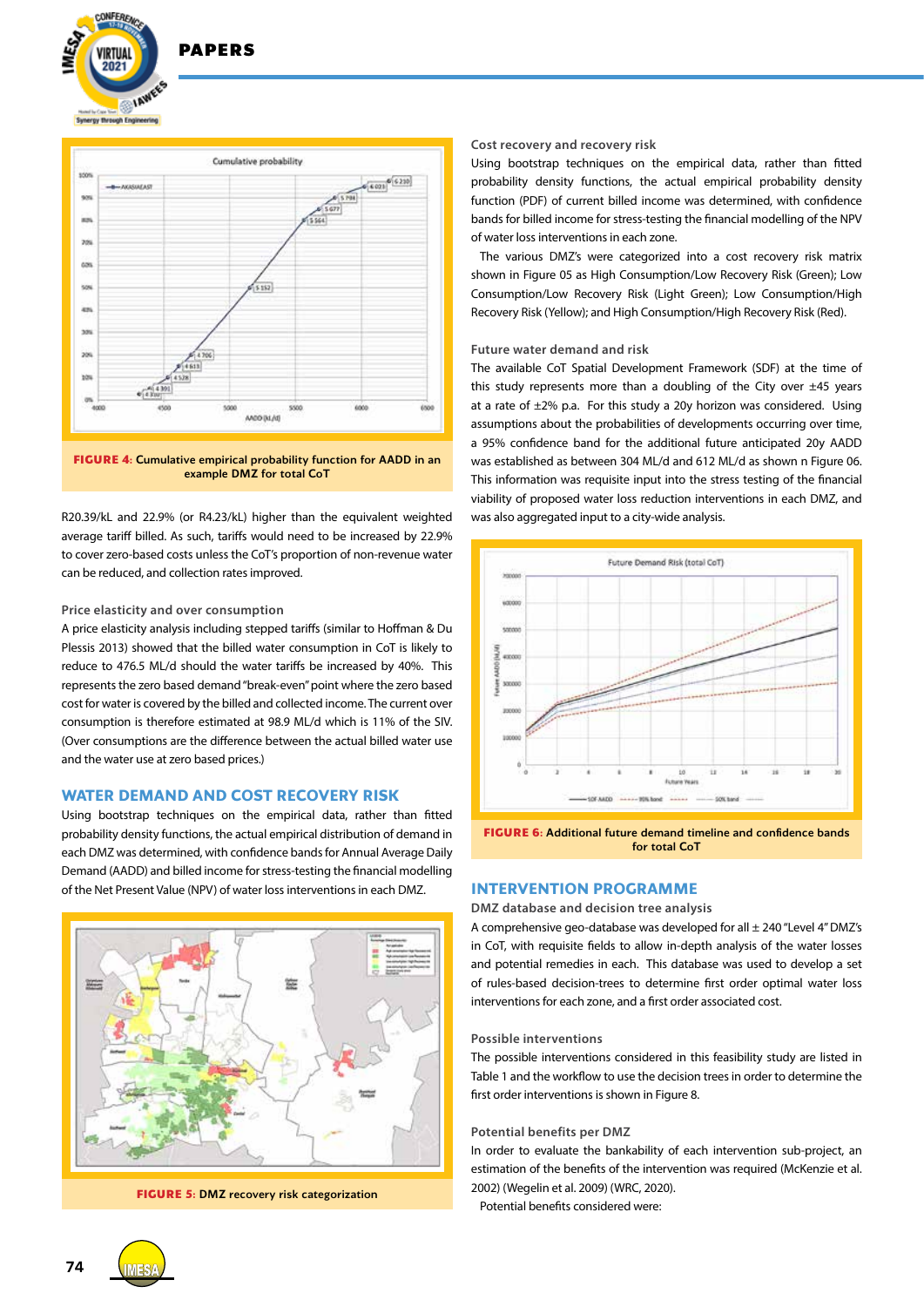FIGURE 4: Cumulative empirical probability function for AADD in an example DMZ for total CoT

R20.39/kL and 22.9% (or R4.23/kL) higher than the equivalent weighted average tariff billed. As such, tariffs would need to be increased by 22.9% to cover zero-based costs unless the CoT's proportion of non-revenue water can be reduced, and collection rates improved.

### Price elasticity and over consumption

A price elasticity analysis including stepped tariffs (similar to Hoffman & Du Plessis 2013) showed that the billed water consumption in CoT is likely to reduce to 476.5 ML/d should the water tariffs be increased by 40%. This represents the zero based demand "break-even" point where the zero based cost for water is covered by the billed and collected income. The current over consumption is therefore estimated at 98.9 ML/d which is 11% of the SIV. (Over consumptions are the difference between the actual billed water use and the water use at zero based prices.)

## WATER DEMAND AND COST RECOVERY RISK

Using bootstrap techniques on the empirical data, rather than fitted probability density functions, the actual empirical distribution of demand in each DMZ was determined, with confidence bands for Annual Average Daily Demand (AADD) and billed income for stress-testing the financial modelling of the Net Present Value (NPV) of water loss interventions in each DMZ.

FIGURE 5: DMZ recovery risk categorization

### Cost recovery and recovery risk

Using bootstrap techniques on the empirical data, rather than fitted probability density functions, the actual empirical probability density function (PDF) of current billed income was determined, with confidence bands for billed income for stress-testing the financial modelling of the NPV of water loss interventions in each zone.

The various DMZ's were categorized into a cost recovery risk matrix shown in Figure 05 as High Consumption/Low Recovery Risk (Green); Low Consumption/Low Recovery Risk (Light Green); Low Consumption/High Recovery Risk (Yellow); and High Consumption/High Recovery Risk (Red).

### Future water demand and risk

The available CoT Spatial Development Framework (SDF) at the time of this study represents more than a doubling of the City over ±45 years at a rate of ±2% p.a. For this study a 20y horizon was considered. Using assumptions about the probabilities of developments occurring over time, a 95% confidence band for the additional future anticipated 20y AADD was established as between 304 ML/d and 612 ML/d as shown n Figure 06. This information was requisite input into the stress testing of the financial viability of proposed water loss reduction interventions in each DMZ, and was also aggregated input to a city-wide analysis.

FIGURE 6: Additional future demand timeline and confidence bands for total CoT

## INTERVENTION PROGRAMME

### DMZ database and decision tree analysis

A comprehensive geo-database was developed for all ± 240 "Level 4" DMZ's in CoT, with requisite fields to allow in-depth analysis of the water losses and potential remedies in each. This database was used to develop a set of rules-based decision-trees to determine first order optimal water loss interventions for each zone, and a first order associated cost.

### Possible interventions

The possible interventions considered in this feasibility study are listed in Table 1 and the workflow to use the decision trees in order to determine the first order interventions is shown in Figure 8.

### Potential benefits per DMZ

In order to evaluate the bankability of each intervention sub-project, an estimation of the benefits of the intervention was required (McKenzie et al. 2002) (Wegelin et al. 2009) (WRC, 2020).

Potential benefits considered were: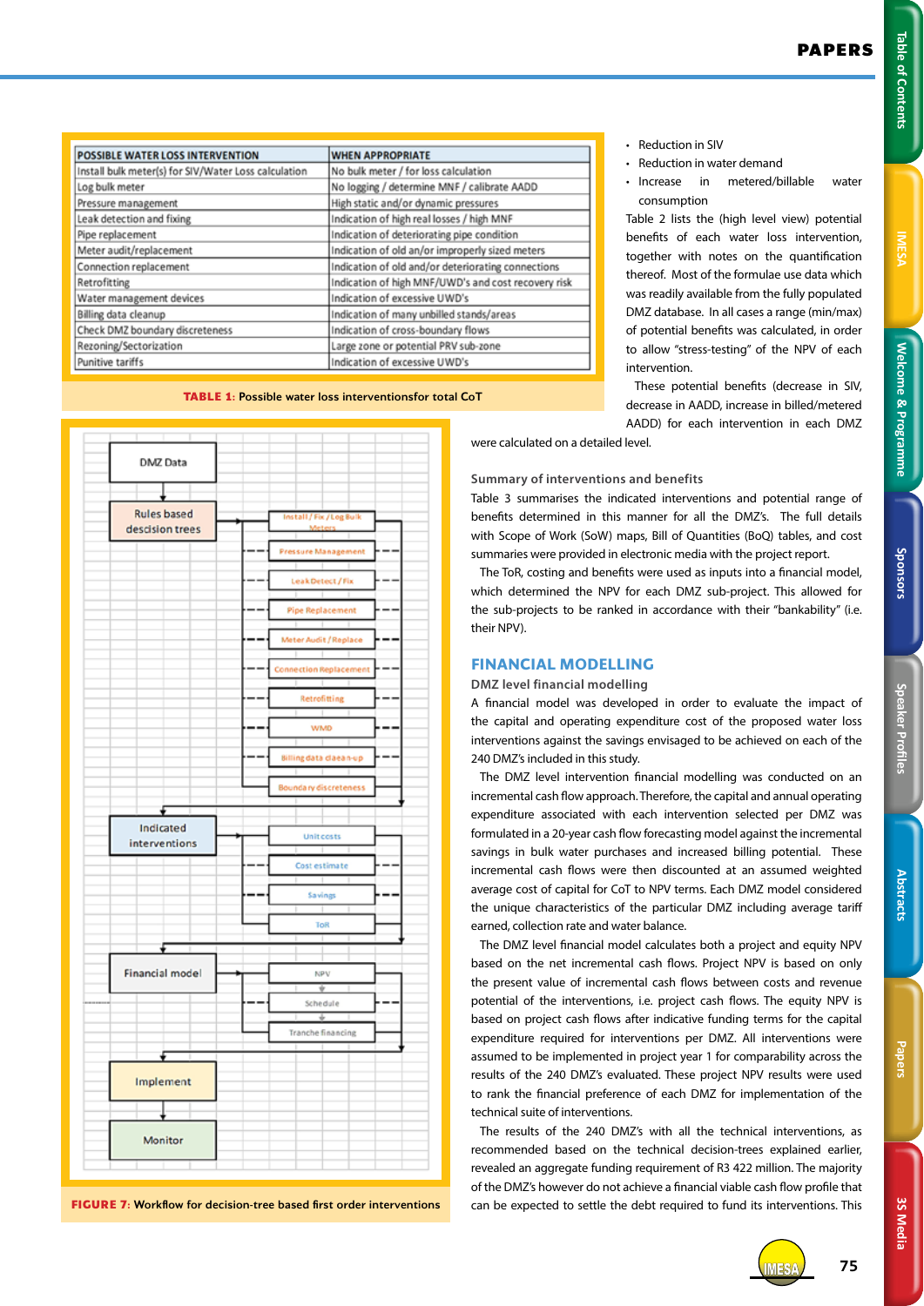| POSSIBLE WATER LOSS INTERVENTION | WHEN APPROPRIATE |
|---|---|
| Install bulk meter(s) for SIV/Water Loss calculation | No bulk meter / for loss calculation |
| Log bulk meter | No logging / determine MNF / calibrate AADD |
| Pressure management | High static and/or dynamic pressures |
| Leak detection and fixing | Indication of high real losses / high MNF |
| Pipe replacement | Indication of deteriorating pipe condition |
| Meter audit/replacement | Indication of old an/or improperly sized meters |
| Connection replacement | Indication of old and/or deteriorating connections |
| Retrofitting | Indication of high MNF/UWD's and cost recovery risk |
| Water management devices | Indication of excessive UWD's |
| Billing data cleanup | Indication of many unbilled stands/areas |
| Check DMZ boundary discreteness | Indication of cross-boundary flows |
| Rezoning/Sectorization | Large zone or potential PRV sub-zone |
| Punitive tariffs | Indication of excessive UWD's |

**TABLE 1:** Possible water loss interventionsfor total CoT

**FIGURE 7:** Workflow for decision-tree based first order interventions

- Reduction in SIV
- Reduction in water demand
- Increase in metered/billable water consumption

Table 2 lists the (high level view) potential benefits of each water loss intervention, together with notes on the quantification thereof. Most of the formulae use data which was readily available from the fully populated DMZ database. In all cases a range (min/max) of potential benefits was calculated, in order to allow "stress-testing" of the NPV of each intervention.

These potential benefits (decrease in SIV, decrease in AADD, increase in billed/metered AADD) for each intervention in each DMZ were calculated on a detailed level.

### Summary of interventions and benefits

Table 3 summarises the indicated interventions and potential range of benefits determined in this manner for all the DMZ's. The full details with Scope of Work (SoW) maps, Bill of Quantities (BoQ) tables, and cost summaries were provided in electronic media with the project report.

The ToR, costing and benefits were used as inputs into a financial model, which determined the NPV for each DMZ sub-project. This allowed for the sub-projects to be ranked in accordance with their "bankability" (i.e. their NPV).

## FINANCIAL MODELLING

### DMZ level financial modelling

A financial model was developed in order to evaluate the impact of the capital and operating expenditure cost of the proposed water loss interventions against the savings envisaged to be achieved on each of the 240 DMZ's included in this study.

The DMZ level intervention financial modelling was conducted on an incremental cash flow approach. Therefore, the capital and annual operating expenditure associated with each intervention selected per DMZ was formulated in a 20-year cash flow forecasting model against the incremental savings in bulk water purchases and increased billing potential. These incremental cash flows were then discounted at an assumed weighted average cost of capital for CoT to NPV terms. Each DMZ model considered the unique characteristics of the particular DMZ including average tariff earned, collection rate and water balance.

The DMZ level financial model calculates both a project and equity NPV based on the net incremental cash flows. Project NPV is based on only the present value of incremental cash flows between costs and revenue potential of the interventions, i.e. project cash flows. The equity NPV is based on project cash flows after indicative funding terms for the capital expenditure required for interventions per DMZ. All interventions were assumed to be implemented in project year 1 for comparability across the results of the 240 DMZ's evaluated. These project NPV results were used to rank the financial preference of each DMZ for implementation of the technical suite of interventions.

The results of the 240 DMZ's with all the technical interventions, as recommended based on the technical decision-trees explained earlier, revealed an aggregate funding requirement of R3 422 million. The majority of the DMZ's however do not achieve a financial viable cash flow profile that can be expected to settle the debt required to fund its interventions. This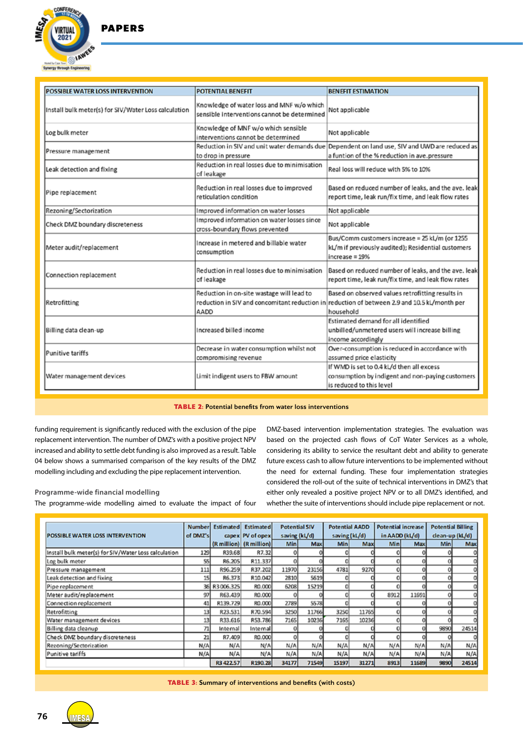| POSSIBLE WATER LOSS INTERVENTION | POTENTIAL BENEFIT | BENEFIT ESTIMATION |
|---|---|---|
| Install bulk meter(s) for SIV/Water Loss calculation | Knowledge of water loss and MNF w/o which sensible interventions cannot be determined | Not applicable |
| Log bulk meter | Knowledge of MNF w/o which sensible interventions cannot be determined | Not applicable |
| Pressure management | Reduction in SIV and unit water demands due to drop in pressure | Dependent on land use, SIV and UWD are reduced as a funtion of the % reduction in ave.pressure |
| Leak detection and fixing | Reduction in real losses due to minimisation of leakage | Real loss will reduce with 5% to 10% |
| Pipe replacement | Reduction in real losses due to improved reticulation condition | Based on reduced number of leaks, and the ave. leak report time, leak run/fix time, and leak flow rates |
| Rezoning/Sectorization | Improved information on water losses | Not applicable |
| Check DMZ boundary discreteness | Improved information on water losses since cross-boundary flows prevented | Not applicable |
| Meter audit/replacement | Increase in metered and billable water consumption | Bus/Comm customers increase = 25 kL/m (or 1255 kL/m if previously audited); Residential customers increase = 19% |
| Connection replacement | Reduction in real losses due to minimisation of leakage | Based on reduced number of leaks, and the ave. leak report time, leak run/fix time, and leak flow rates |
| Retrofitting | Reduction in on-site wastage will lead to reduction in SIV and concomitant reduction in AADD | Based on observed values retrofitting results in reduction of between 2.9 and 10.5 kL/month per household |
| Billing data clean-up | Increased billed income | Estimated demand for all identified unbilled/unmetered users will increase billing income accordingly |
| Punitive tariffs | Decrease in water consumption whilst not compromising revenue | Over-consumption is reduced in accordance with assumed price elasticity |
| Water management devices | Limit indigent users to FBW amount | If WMD is set to 0.4 kL/d then all excess consumption by indigent and non-paying customers is reduced to this level |

**TABLE 2:** Potential benefits from water loss interventions

funding requirement is significantly reduced with the exclusion of the pipe replacement intervention. The number of DMZ's with a positive project NPV increased and ability to settle debt funding is also improved as a result. Table 04 below shows a summarised comparison of the key results of the DMZ modelling including and excluding the pipe replacement intervention.

### Programme-wide financial modelling

The programme-wide modelling aimed to evaluate the impact of four DMZ-based intervention implementation strategies. The evaluation was based on the projected cash flows of CoT Water Services as a whole, considering its ability to service the resultant debt and ability to generate future excess cash to allow future interventions to be implemented without the need for external funding. These four implementation strategies considered the roll-out of the suite of technical interventions in DMZ's that either only revealed a positive project NPV or to all DMZ's identified, and whether the suite of interventions should include pipe replacement or not.

| POSSIBLE WATER LOSS INTERVENTION | Number of DMZ's | Estimated capex (R million) | Estimated PV of opex (R million) | Potential SIV saving (kL/d) | | Potential AADD saving (kL/d) | | Potential increase in AADD (kL/d) | | Potential Billing clean-up (kL/d) | |
|---|---|---|---|---|---|---|---|---|---|---|---|
| | | | | Min | Max | Min | Max | Min | Max | Min | Max |
| Install bulk meter(s) for SIV/Water Loss calculation | 129 | R39.68 | R7.32 | 0 | 0 | 0 | 0 | 0 | 0 | 0 | 0 |
| Log bulk meter | 55 | R6.205 | R11.337 | 0 | 0 | 0 | 0 | 0 | 0 | 0 | 0 |
| Pressure management | 111 | R96.259 | R37.202 | 11970 | 23156 | 4781 | 9270 | 0 | 0 | 0 | 0 |
| Leak detection and fixing | 15 | R6.373 | R10.042 | 2810 | 5619 | 0 | 0 | 0 | 0 | 0 | 0 |
| Pipe replacement | 36 | R3 006.325 | R0.000 | 6208 | 15219 | 0 | 0 | 0 | 0 | 0 | 0 |
| Meter audit/replacement | 97 | R63.439 | R0.000 | 0 | 0 | 0 | 0 | 8912 | 11691 | 0 | 0 |
| Connection replacement | 41 | R139.729 | R0.000 | 2789 | 5578 | 0 | 0 | 0 | 0 | 0 | 0 |
| Retrofitting | 13 | R23.531 | R70.594 | 3250 | 11766 | 3250 | 11765 | 0 | 0 | 0 | 0 |
| Water management devices | 13 | R33.616 | R53.786 | 7165 | 10236 | 7165 | 10236 | 0 | 0 | 0 | 0 |
| Billing data cleanup | 71 | Internal | Internal | 0 | 0 | 0 | 0 | 0 | 0 | 9890 | 24514 |
| Check DMZ boundary discreteness | 21 | R7.409 | R0.000 | 0 | 0 | 0 | 0 | 0 | 0 | 0 | 0 |
| Rezoning/Sectorization | N/A | N/A | N/A | N/A | N/A | N/A | N/A | N/A | N/A | N/A | N/A |
| Punitive tariffs | N/A | N/A | N/A | N/A | N/A | N/A | N/A | N/A | N/A | N/A | N/A |
| | | R3 422.57 | R190.28 | 34177 | 71549 | 15197 | 31271 | 8913 | 11689 | 9890 | 24514 |

**TABLE 3:** Summary of interventions and benefits (with costs)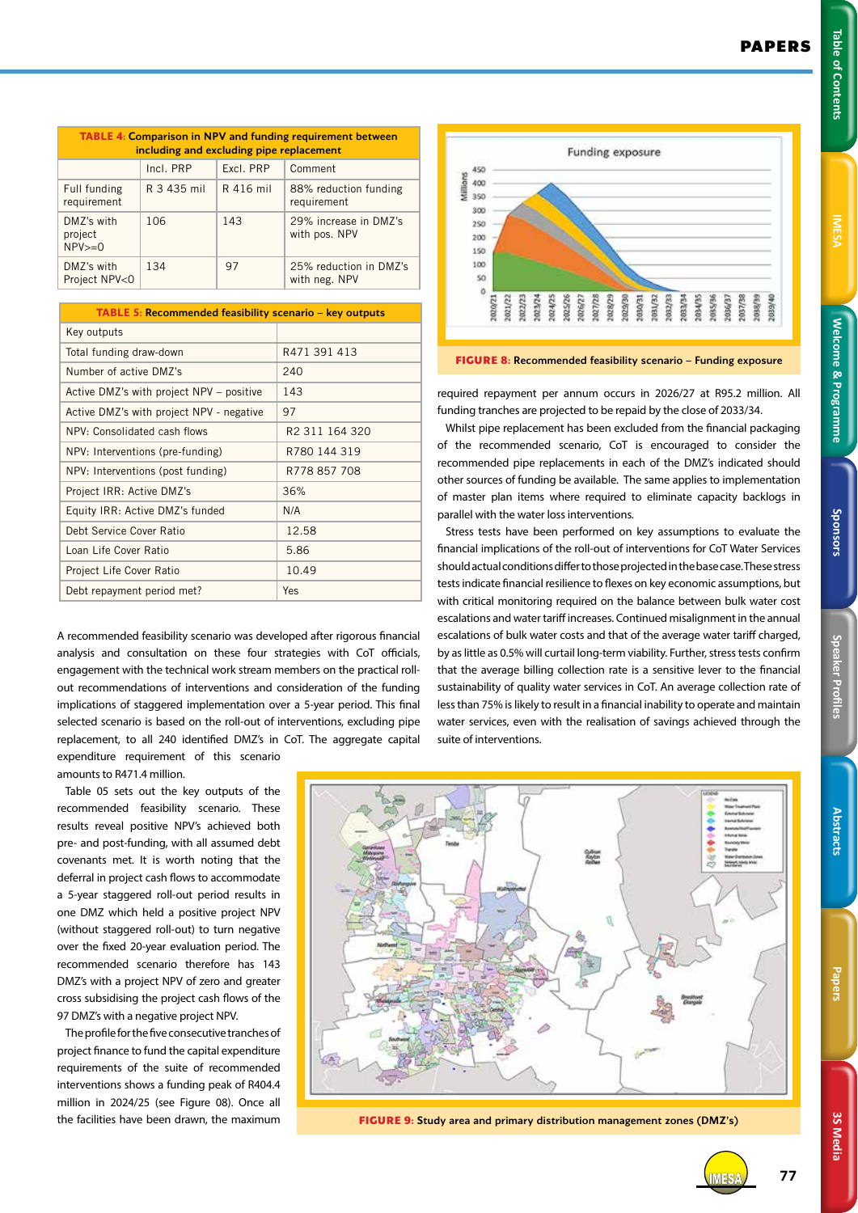**TABLE 4: Comparison in NPV and funding requirement between including and excluding pipe replacement**

| | Incl. PRP | Excl. PRP | Comment |
|---|---|---|---|
| Full funding requirement | R 3 435 mil | R 416 mil | 88% reduction funding requirement |
| DMZ's with project NPV>=0 | 106 | 143 | 29% increase in DMZ's with pos. NPV |
| DMZ's with Project NPV<0 | 134 | 97 | 25% reduction in DMZ's with neg. NPV |

**TABLE 5: Recommended feasibility scenario – key outputs**

| Key outputs | |
|---|---|
| Total funding draw-down | R471 391 413 |
| Number of active DMZ's | 240 |
| Active DMZ's with project NPV – positive | 143 |
| Active DMZ's with project NPV - negative | 97 |
| NPV: Consolidated cash flows | R2 311 164 320 |
| NPV: Interventions (pre-funding) | R780 144 319 |
| NPV: Interventions (post funding) | R778 857 708 |
| Project IRR: Active DMZ's | 36% |
| Equity IRR: Active DMZ's funded | N/A |
| Debt Service Cover Ratio | 12.58 |
| Loan Life Cover Ratio | 5.86 |
| Project Life Cover Ratio | 10.49 |
| Debt repayment period met? | Yes |

A recommended feasibility scenario was developed after rigorous financial analysis and consultation on these four strategies with CoT officials, engagement with the technical work stream members on the practical roll-out recommendations of interventions and consideration of the funding implications of staggered implementation over a 5-year period. This final selected scenario is based on the roll-out of interventions, excluding pipe replacement, to all 240 identified DMZ's in CoT. The aggregate capital expenditure requirement of this scenario amounts to R471.4 million.

Table 05 sets out the key outputs of the recommended feasibility scenario. These results reveal positive NPV's achieved both pre- and post-funding, with all assumed debt covenants met. It is worth noting that the deferral in project cash flows to accommodate a 5-year staggered roll-out period results in one DMZ which held a positive project NPV (without staggered roll-out) to turn negative over the fixed 20-year evaluation period. The recommended scenario therefore has 143 DMZ's with a project NPV of zero and greater cross subsidising the project cash flows of the 97 DMZ's with a negative project NPV.

The profile for the five consecutive tranches of project finance to fund the capital expenditure requirements of the suite of recommended interventions shows a funding peak of R404.4 million in 2024/25 (see Figure 08). Once all the facilities have been drawn, the maximum required repayment per annum occurs in 2026/27 at R95.2 million. All funding tranches are projected to be repaid by the close of 2033/34.

**FIGURE 8:** Recommended feasibility scenario – Funding exposure

Whilst pipe replacement has been excluded from the financial packaging of the recommended scenario, CoT is encouraged to consider the recommended pipe replacements in each of the DMZ's indicated should other sources of funding be available. The same applies to implementation of master plan items where required to eliminate capacity backlogs in parallel with the water loss interventions.

Stress tests have been performed on key assumptions to evaluate the financial implications of the roll-out of interventions for CoT Water Services should actual conditions differ to those projected in the base case. These stress tests indicate financial resilience to flexes on key economic assumptions, but with critical monitoring required on the balance between bulk water cost escalations and water tariff increases. Continued misalignment in the annual escalations of bulk water costs and that of the average water tariff charged, by as little as 0.5% will curtail long-term viability. Further, stress tests confirm that the average billing collection rate is a sensitive lever to the financial sustainability of quality water services in CoT. An average collection rate of less than 75% is likely to result in a financial inability to operate and maintain water services, even with the realisation of savings achieved through the suite of interventions.

**FIGURE 9:** Study area and primary distribution management zones (DMZ's)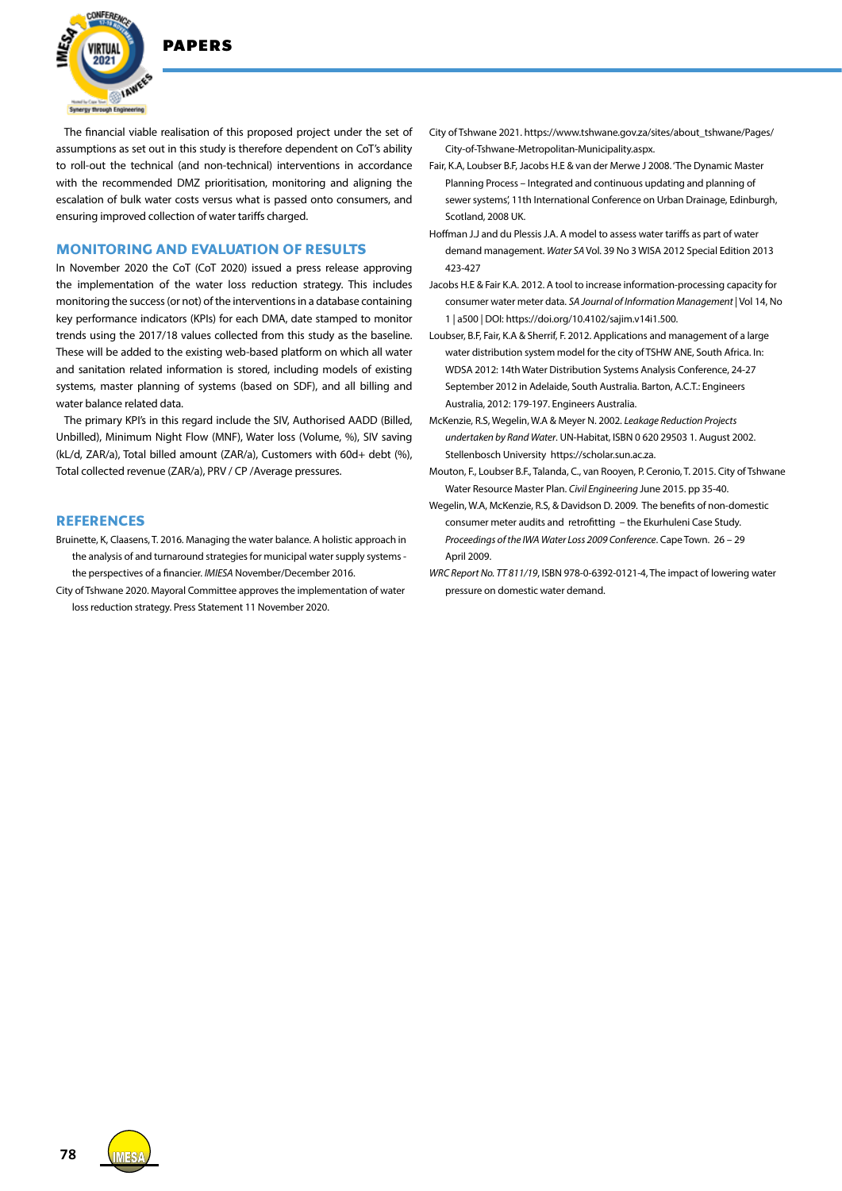The financial viable realisation of this proposed project under the set of assumptions as set out in this study is therefore dependent on CoT's ability to roll-out the technical (and non-technical) interventions in accordance with the recommended DMZ prioritisation, monitoring and aligning the escalation of bulk water costs versus what is passed onto consumers, and ensuring improved collection of water tariffs charged.

## MONITORING AND EVALUATION OF RESULTS

In November 2020 the CoT (CoT 2020) issued a press release approving the implementation of the water loss reduction strategy. This includes monitoring the success (or not) of the interventions in a database containing key performance indicators (KPIs) for each DMA, date stamped to monitor trends using the 2017/18 values collected from this study as the baseline. These will be added to the existing web-based platform on which all water and sanitation related information is stored, including models of existing systems, master planning of systems (based on SDF), and all billing and water balance related data.

The primary KPI's in this regard include the SIV, Authorised AADD (Billed, Unbilled), Minimum Night Flow (MNF), Water loss (Volume, %), SIV saving (kL/d, ZAR/a), Total billed amount (ZAR/a), Customers with 60d+ debt (%), Total collected revenue (ZAR/a), PRV / CP /Average pressures.

## REFERENCES

Bruinette, K, Claasens, T. 2016. Managing the water balance. A holistic approach in the analysis of and turnaround strategies for municipal water supply systems - the perspectives of a financier. *IMIESA* November/December 2016.

City of Tshwane 2020. Mayoral Committee approves the implementation of water loss reduction strategy. Press Statement 11 November 2020.

City of Tshwane 2021. https://www.tshwane.gov.za/sites/about_tshwane/Pages/City-of-Tshwane-Metropolitan-Municipality.aspx.

Fair, K.A, Loubser B.F, Jacobs H.E & van der Merwe J 2008. 'The Dynamic Master Planning Process – Integrated and continuous updating and planning of sewer systems', 11th International Conference on Urban Drainage, Edinburgh, Scotland, 2008 UK.

Hoffman J.J and du Plessis J.A. A model to assess water tariffs as part of water demand management. *Water SA* Vol. 39 No 3 WISA 2012 Special Edition 2013 423-427

Jacobs H.E & Fair K.A. 2012. A tool to increase information-processing capacity for consumer water meter data. *SA Journal of Information Management* | Vol 14, No 1 | a500 | DOI: https://doi.org/10.4102/sajim.v14i1.500.

Loubser, B.F, Fair, K.A & Sherrif, F. 2012. Applications and management of a large water distribution system model for the city of TSHW ANE, South Africa. In: WDSA 2012: 14th Water Distribution Systems Analysis Conference, 24-27 September 2012 in Adelaide, South Australia. Barton, A.C.T.: Engineers Australia, 2012: 179-197. Engineers Australia.

McKenzie, R.S, Wegelin, W.A & Meyer N. 2002. *Leakage Reduction Projects undertaken by Rand Water*. UN-Habitat, ISBN 0 620 29503 1. August 2002. Stellenbosch University https://scholar.sun.ac.za.

Mouton, F., Loubser B.F., Talanda, C., van Rooyen, P. Ceronio, T. 2015. City of Tshwane Water Resource Master Plan. *Civil Engineering* June 2015. pp 35-40.

Wegelin, W.A, McKenzie, R.S, & Davidson D. 2009. The benefits of non-domestic consumer meter audits and retrofitting – the Ekurhuleni Case Study. *Proceedings of the IWA Water Loss 2009 Conference*. Cape Town. 26 – 29 April 2009.

*WRC Report No. TT 811/19*, ISBN 978-0-6392-0121-4, The impact of lowering water pressure on domestic water demand.